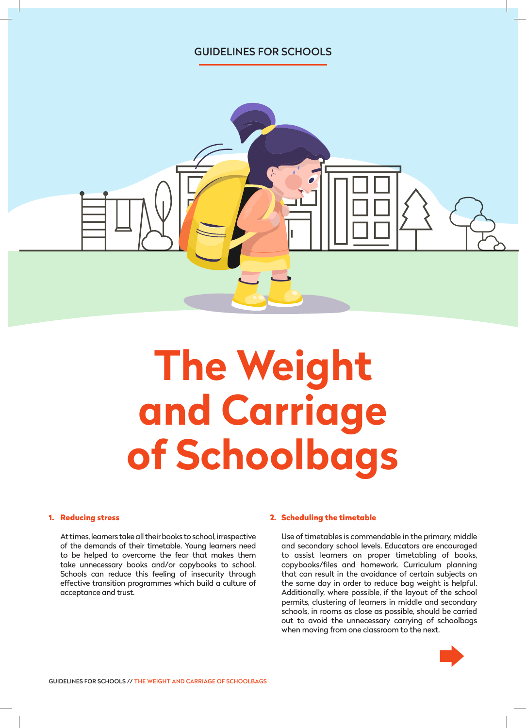GUIDELINES FOR SCHOOLS

# The Weight and Carriage of Schoolbags

### 1. Reducing stress

At times, learners take all their books to school, irrespective of the demands of their timetable. Young learners need to be helped to overcome the fear that makes them take unnecessary books and/or copybooks to school. Schools can reduce this feeling of insecurity through effective transition programmes which build a culture of acceptance and trust.

### 2. Scheduling the timetable

Use of timetables is commendable in the primary, middle and secondary school levels. Educators are encouraged to assist learners on proper timetabling of books, copybooks/files and homework. Curriculum planning that can result in the avoidance of certain subjects on the same day in order to reduce bag weight is helpful. Additionally, where possible, if the layout of the school permits, clustering of learners in middle and secondary schools, in rooms as close as possible, should be carried out to avoid the unnecessary carrying of schoolbags when moving from one classroom to the next.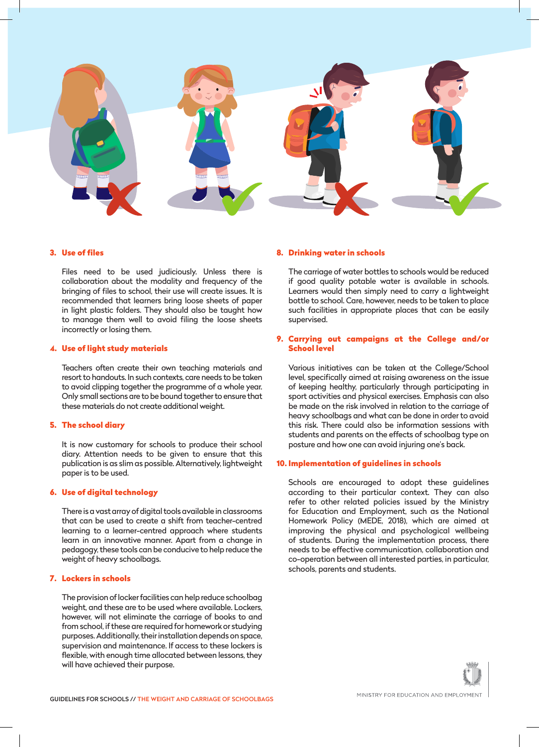### 3. Use of files

Files need to be used judiciously. Unless there is collaboration about the modality and frequency of the bringing of files to school, their use will create issues. It is recommended that learners bring loose sheets of paper in light plastic folders. They should also be taught how to manage them well to avoid filing the loose sheets incorrectly or losing them.

### 4. Use of light study materials

Teachers often create their own teaching materials and resort to handouts. In such contexts, care needs to be taken to avoid clipping together the programme of a whole year. Only small sections are to be bound together to ensure that these materials do not create additional weight.

### 5. The school diary

It is now customary for schools to produce their school diary. Attention needs to be given to ensure that this publication is as slim as possible. Alternatively, lightweight paper is to be used.

### 6. Use of digital technology

There is a vast array of digital tools available in classrooms that can be used to create a shift from teacher-centred learning to a learner-centred approach where students learn in an innovative manner. Apart from a change in pedagogy, these tools can be conducive to help reduce the weight of heavy schoolbags.

### 7. Lockers in schools

The provision of locker facilities can help reduce schoolbag weight, and these are to be used where available. Lockers, however, will not eliminate the carriage of books to and from school, if these are required for homework or studying purposes. Additionally, their installation depends on space, supervision and maintenance. If access to these lockers is flexible, with enough time allocated between lessons, they will have achieved their purpose.

### 8. Drinking water in schools

The carriage of water bottles to schools would be reduced if good quality potable water is available in schools. Learners would then simply need to carry a lightweight bottle to school. Care, however, needs to be taken to place such facilities in appropriate places that can be easily supervised.

### 9. Carrying out campaigns at the College and/or School level

Various initiatives can be taken at the College/School level, specifically aimed at raising awareness on the issue of keeping healthy, particularly through participating in sport activities and physical exercises. Emphasis can also be made on the risk involved in relation to the carriage of heavy schoolbags and what can be done in order to avoid this risk. There could also be information sessions with students and parents on the effects of schoolbag type on posture and how one can avoid injuring one's back.

### 10. Implementation of guidelines in schools

Schools are encouraged to adopt these guidelines according to their particular context. They can also refer to other related policies issued by the Ministry for Education and Employment, such as the National Homework Policy (MEDE, 2018), which are aimed at improving the physical and psychological wellbeing of students. During the implementation process, there needs to be effective communication, collaboration and co-operation between all interested parties, in particular, schools, parents and students.